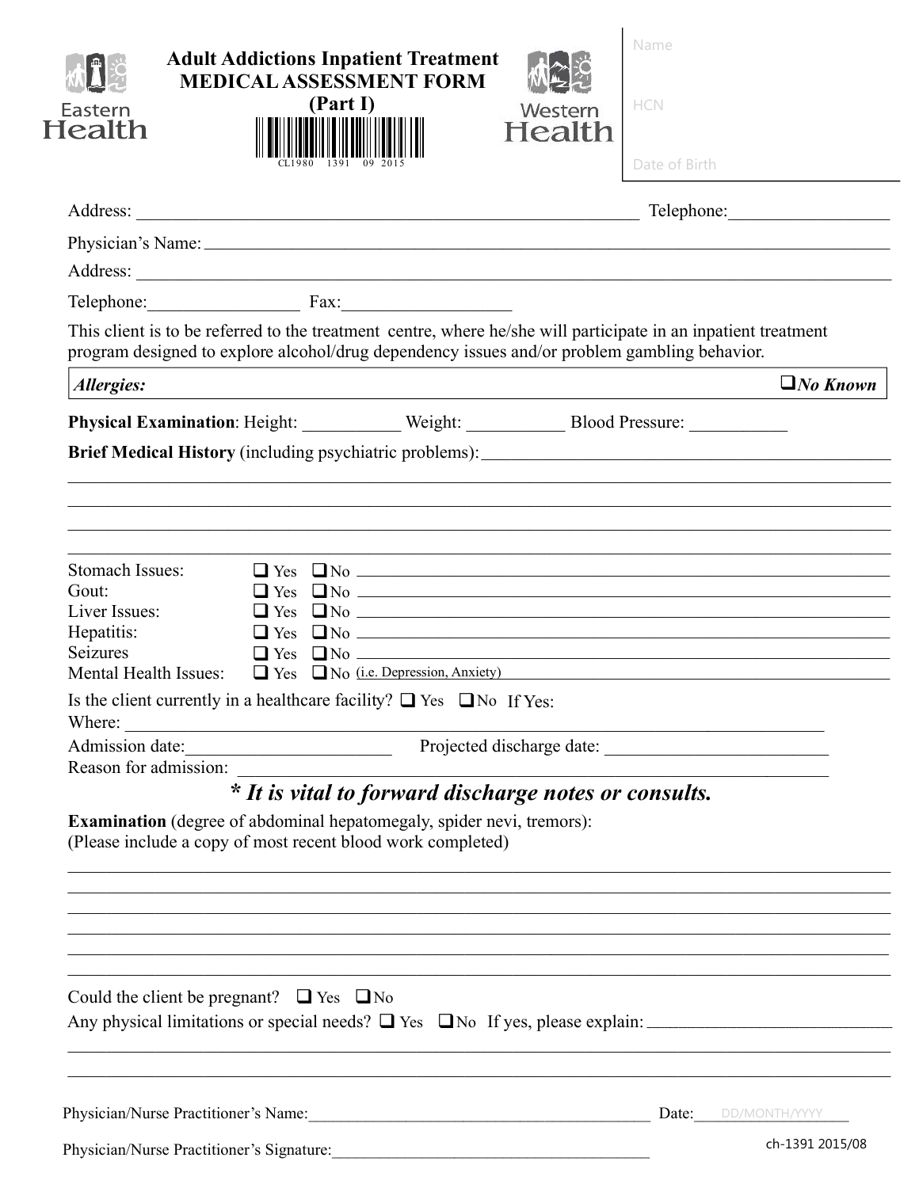Eastern Health

# Adult Addictions Inpatient Treatment MEDICAL ASSESSMENT FORM (Part I)

CL1980 1391 09 2015

Western Health

Name

HCN

Date of Birth

Address: ____________________________________________ Telephone: ______________

Physician's Name: ____________________________________________

Address: ____________________________________________

Telephone: ______________ Fax: ______________

This client is to be referred to the treatment centre, where he/she will participate in an inpatient treatment program designed to explore alcohol/drug dependency issues and/or problem gambling behavior.

***Allergies:*** ____________________________________________ ❑ ***No Known***

**Physical Examination**: Height: __________ Weight: __________ Blood Pressure: __________

**Brief Medical History** (including psychiatric problems): ____________________________________________

____________________________________________

____________________________________________

____________________________________________

____________________________________________

Stomach Issues: ❑ Yes ❑ No ____________________________________________

Gout: ❑ Yes ❑ No ____________________________________________

Liver Issues: ❑ Yes ❑ No ____________________________________________

Hepatitis: ❑ Yes ❑ No ____________________________________________

Seizures ❑ Yes ❑ No ____________________________________________

Mental Health Issues: ❑ Yes ❑ No (i.e. Depression, Anxiety) ____________________________________________

Is the client currently in a healthcare facility? ❑ Yes ❑ No If Yes:

Where: ____________________________________________

Admission date: ______________ Projected discharge date: ______________

Reason for admission: ____________________________________________

***\* It is vital to forward discharge notes or consults.***

**Examination** (degree of abdominal hepatomegaly, spider nevi, tremors):
(Please include a copy of most recent blood work completed)

____________________________________________

____________________________________________

____________________________________________

____________________________________________

____________________________________________

____________________________________________

Could the client be pregnant? ❑ Yes ❑ No

Any physical limitations or special needs? ❑ Yes ❑ No If yes, please explain: ______________

____________________________________________

____________________________________________

Physician/Nurse Practitioner's Name: ____________________________________________ Date: DD/MONTH/YYYY

Physician/Nurse Practitioner's Signature: ____________________________________________

ch-1391 2015/08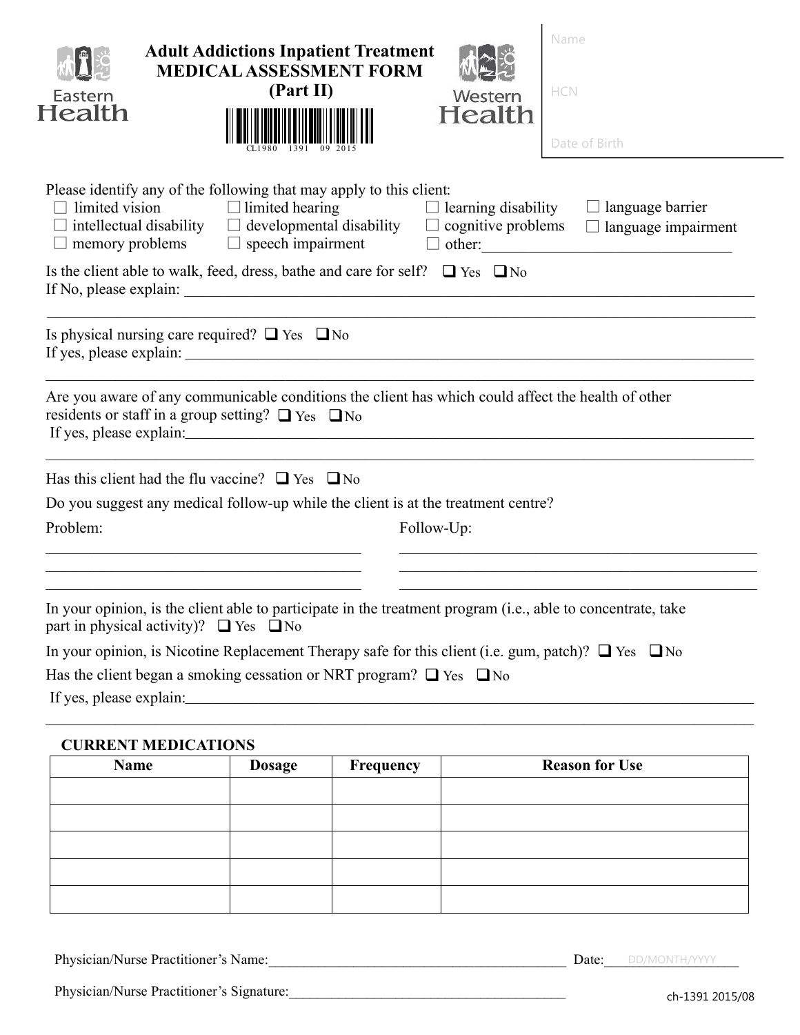# Adult Addictions Inpatient Treatment MEDICAL ASSESSMENT FORM (Part II)

Eastern Health | Western Health

CL1980 1391 09 2015

Name

HCN

Date of Birth

Please identify any of the following that may apply to this client:

☐ limited vision ☐ limited hearing ☐ learning disability ☐ language barrier
☐ intellectual disability ☐ developmental disability ☐ cognitive problems ☐ language impairment
☐ memory problems ☐ speech impairment ☐ other:________________________________

Is the client able to walk, feed, dress, bathe and care for self? ❑ Yes ❑ No
If No, please explain: ____________________________________________________________________________

____________________________________________________________________________________________

Is physical nursing care required? ❑ Yes ❑ No
If yes, please explain: ____________________________________________________________________________

____________________________________________________________________________________________

Are you aware of any communicable conditions the client has which could affect the health of other residents or staff in a group setting? ❑ Yes ❑ No
If yes, please explain:____________________________________________________________________________

____________________________________________________________________________________________

Has this client had the flu vaccine? ❑ Yes ❑ No

Do you suggest any medical follow-up while the client is at the treatment centre?

| Problem: | Follow-Up: |
|---|---|
| | |
| | |
| | |

In your opinion, is the client able to participate in the treatment program (i.e., able to concentrate, take part in physical activity)? ❑ Yes ❑ No

In your opinion, is Nicotine Replacement Therapy safe for this client (i.e. gum, patch)? ❑ Yes ❑ No

Has the client began a smoking cessation or NRT program? ❑ Yes ❑ No
If yes, please explain:____________________________________________________________________________

____________________________________________________________________________________________

## CURRENT MEDICATIONS

| Name | Dosage | Frequency | Reason for Use |
|---|---|---|---|
| | | | |
| | | | |
| | | | |
| | | | |
| | | | |

Physician/Nurse Practitioner's Name:____________________________________________ Date: DD/MONTH/YYYY

Physician/Nurse Practitioner's Signature:__________________________________________

ch-1391 2015/08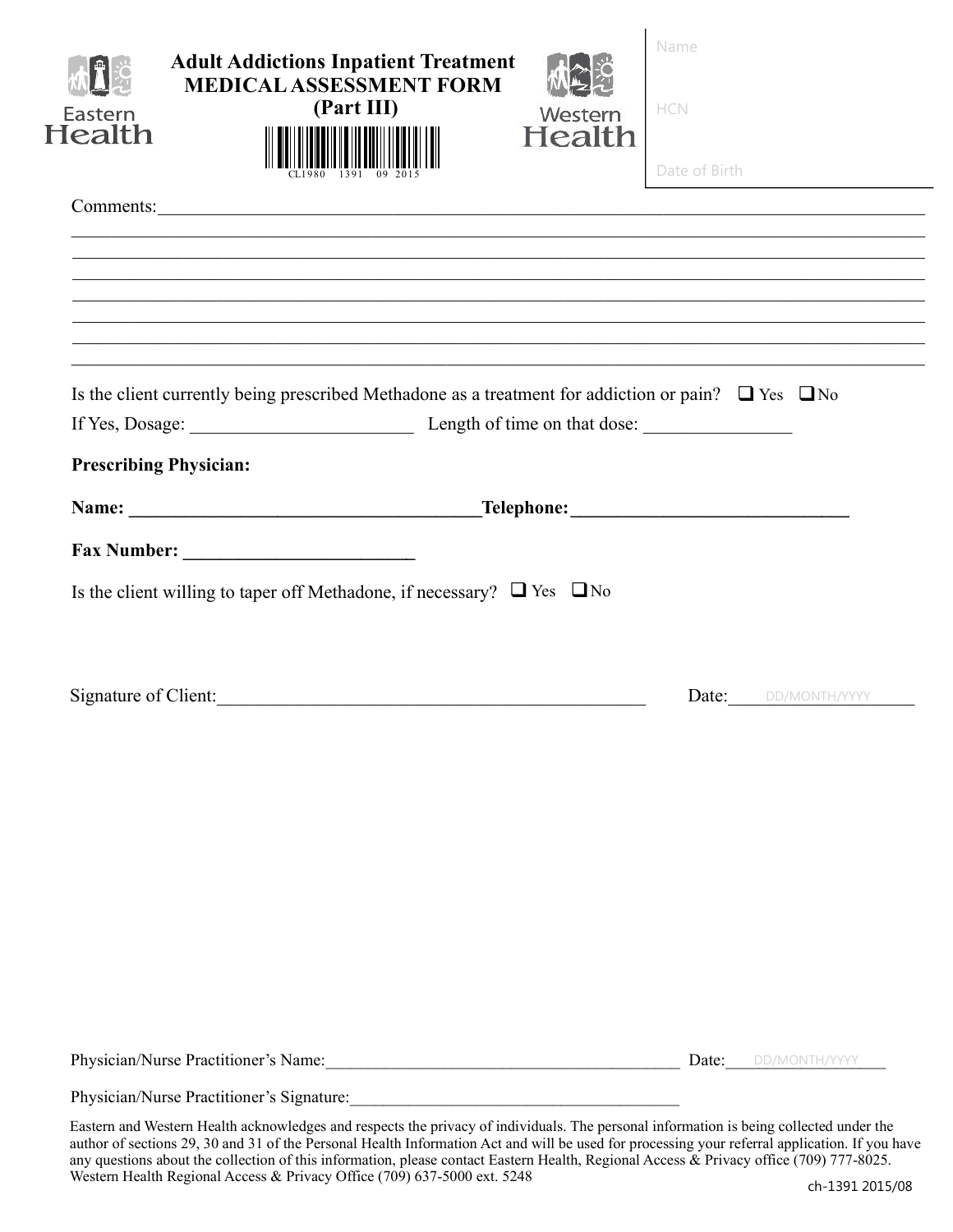Eastern Health

**Adult Addictions Inpatient Treatment**
**MEDICAL ASSESSMENT FORM**
**(Part III)**

CL1980 1391 09 2015

Western Health

Name

HCN

Date of Birth

Comments:_______________________________________________________________________________
________________________________________________________________________________________
________________________________________________________________________________________
________________________________________________________________________________________
________________________________________________________________________________________
________________________________________________________________________________________
________________________________________________________________________________________
________________________________________________________________________________________

Is the client currently being prescribed Methadone as a treatment for addiction or pain? ☐ Yes ☐ No

If Yes, Dosage: ________________________ Length of time on that dose: ________________

**Prescribing Physician:**

**Name: ______________________________________Telephone:______________________________**

**Fax Number: ________________________**

Is the client willing to taper off Methadone, if necessary? ☐ Yes ☐ No

Signature of Client:_______________________________________________ Date:___DD/MONTH/YYYY___

Physician/Nurse Practitioner's Name:_________________________________________ Date:___DD/MONTH/YYYY___

Physician/Nurse Practitioner's Signature:_______________________________________

Eastern and Western Health acknowledges and respects the privacy of individuals. The personal information is being collected under the author of sections 29, 30 and 31 of the Personal Health Information Act and will be used for processing your referral application. If you have any questions about the collection of this information, please contact Eastern Health, Regional Access & Privacy office (709) 777-8025. Western Health Regional Access & Privacy Office (709) 637-5000 ext. 5248

ch-1391 2015/08